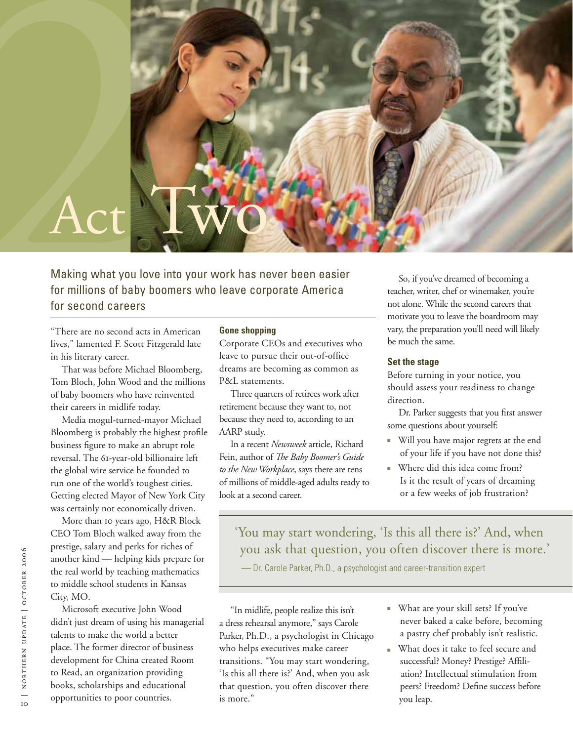# Act Two

## Making what you love into your work has never been easier for millions of baby boomers who leave corporate America for second careers

"There are no second acts in American lives," lamented F. Scott Fitzgerald late in his literary career.

That was before Michael Bloomberg, Tom Bloch, John Wood and the millions of baby boomers who have reinvented their careers in midlife today.

Media mogul-turned-mayor Michael Bloomberg is probably the highest profile business figure to make an abrupt role reversal. The 61-year-old billionaire left the global wire service he founded to run one of the world's toughest cities. Getting elected Mayor of New York City was certainly not economically driven.

More than 10 years ago, H&R Block CEO Tom Bloch walked away from the prestige, salary and perks for riches of another kind — helping kids prepare for the real world by teaching mathematics to middle school students in Kansas City, MO.

Microsoft executive John Wood didn't just dream of using his managerial talents to make the world a better place. The former director of business development for China created Room to Read, an organization providing books, scholarships and educational opportunities to poor countries.

### Gone shopping

Corporate CEOs and executives who leave to pursue their out-of-office dreams are becoming as common as P&L statements.

Three quarters of retirees work after retirement because they want to, not because they need to, according to an AARP study.

In a recent *Newsweek* article, Richard Fein, author of *The Baby Boomer's Guide to the New Workplace*, says there are tens of millions of middle-aged adults ready to look at a second career.

So, if you've dreamed of becoming a teacher, writer, chef or winemaker, you're not alone. While the second careers that motivate you to leave the boardroom may vary, the preparation you'll need will likely be much the same.

### Set the stage

Before turning in your notice, you should assess your readiness to change direction.

Dr. Parker suggests that you first answer some questions about yourself:

- Will you have major regrets at the end of your life if you have not done this?
- Where did this idea come from? Is it the result of years of dreaming or a few weeks of job frustration?

> 'You may start wondering, 'Is this all there is?' And, when you ask that question, you often discover there is more.'
>
> — Dr. Carole Parker, Ph.D., a psychologist and career-transition expert

"In midlife, people realize this isn't a dress rehearsal anymore," says Carole Parker, Ph.D., a psychologist in Chicago who helps executives make career transitions. "You may start wondering, 'Is this all there is?' And, when you ask that question, you often discover there is more."

- What are your skill sets? If you've never baked a cake before, becoming a pastry chef probably isn't realistic.
- What does it take to feel secure and successful? Money? Prestige? Affiliation? Intellectual stimulation from peers? Freedom? Define success before you leap.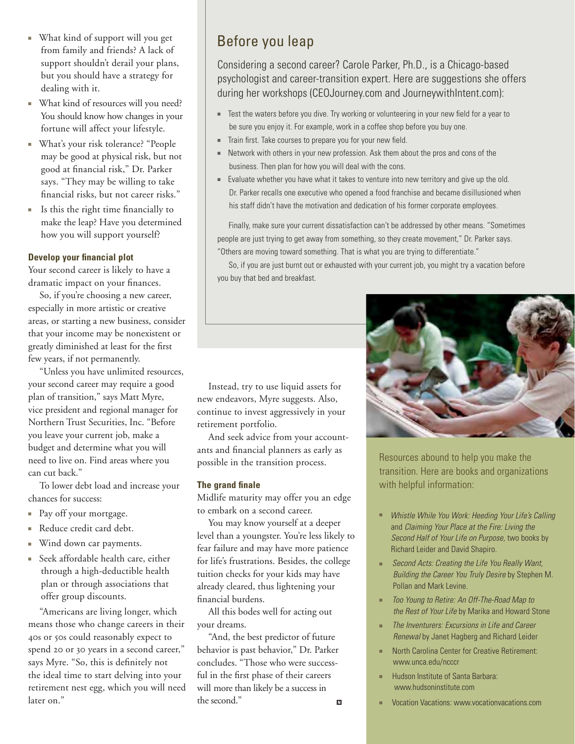- What kind of support will you get from family and friends? A lack of support shouldn't derail your plans, but you should have a strategy for dealing with it.
- What kind of resources will you need? You should know how changes in your fortune will affect your lifestyle.
- What's your risk tolerance? "People may be good at physical risk, but not good at financial risk," Dr. Parker says. "They may be willing to take financial risks, but not career risks."
- Is this the right time financially to make the leap? Have you determined how you will support yourself?

**Develop your financial plot**

Your second career is likely to have a dramatic impact on your finances.

So, if you're choosing a new career, especially in more artistic or creative areas, or starting a new business, consider that your income may be nonexistent or greatly diminished at least for the first few years, if not permanently.

"Unless you have unlimited resources, your second career may require a good plan of transition," says Matt Myre, vice president and regional manager for Northern Trust Securities, Inc. "Before you leave your current job, make a budget and determine what you will need to live on. Find areas where you can cut back."

To lower debt load and increase your chances for success:

- Pay off your mortgage.
- Reduce credit card debt.
- Wind down car payments.
- Seek affordable health care, either through a high-deductible health plan or through associations that offer group discounts.

"Americans are living longer, which means those who change careers in their 40s or 50s could reasonably expect to spend 20 or 30 years in a second career," says Myre. "So, this is definitely not the ideal time to start delving into your retirement nest egg, which you will need later on."

Instead, try to use liquid assets for new endeavors, Myre suggests. Also, continue to invest aggressively in your retirement portfolio.

And seek advice from your accountants and financial planners as early as possible in the transition process.

**The grand finale**

Midlife maturity may offer you an edge to embark on a second career.

You may know yourself at a deeper level than a youngster. You're less likely to fear failure and may have more patience for life's frustrations. Besides, the college tuition checks for your kids may have already cleared, thus lightening your financial burdens.

All this bodes well for acting out your dreams.

"And, the best predictor of future behavior is past behavior," Dr. Parker concludes. "Those who were successful in the first phase of their careers will more than likely be a success in the second."

## Before you leap

Considering a second career? Carole Parker, Ph.D., is a Chicago-based psychologist and career-transition expert. Here are suggestions she offers during her workshops (CEOJourney.com and JourneywithIntent.com):

- Test the waters before you dive. Try working or volunteering in your new field for a year to be sure you enjoy it. For example, work in a coffee shop before you buy one.
- Train first. Take courses to prepare you for your new field.
- Network with others in your new profession. Ask them about the pros and cons of the business. Then plan for how you will deal with the cons.
- Evaluate whether you have what it takes to venture into new territory and give up the old. Dr. Parker recalls one executive who opened a food franchise and became disillusioned when his staff didn't have the motivation and dedication of his former corporate employees.

Finally, make sure your current dissatisfaction can't be addressed by other means. "Sometimes people are just trying to get away from something, so they create movement," Dr. Parker says. "Others are moving toward something. That is what you are trying to differentiate."

So, if you are just burnt out or exhausted with your current job, you might try a vacation before you buy that bed and breakfast.

Resources abound to help you make the transition. Here are books and organizations with helpful information:

- *Whistle While You Work: Heeding Your Life's Calling* and *Claiming Your Place at the Fire: Living the Second Half of Your Life on Purpose,* two books by Richard Leider and David Shapiro.
- *Second Acts: Creating the Life You Really Want, Building the Career You Truly Desire* by Stephen M. Pollan and Mark Levine.
- *Too Young to Retire: An Off-The-Road Map to the Rest of Your Life* by Marika and Howard Stone
- *The Inventurers: Excursions in Life and Career Renewal* by Janet Hagberg and Richard Leider
- North Carolina Center for Creative Retirement: www.unca.edu/ncccr
- Hudson Institute of Santa Barbara: www.hudsoninstitute.com
- Vocation Vacations: www.vocationvacations.com